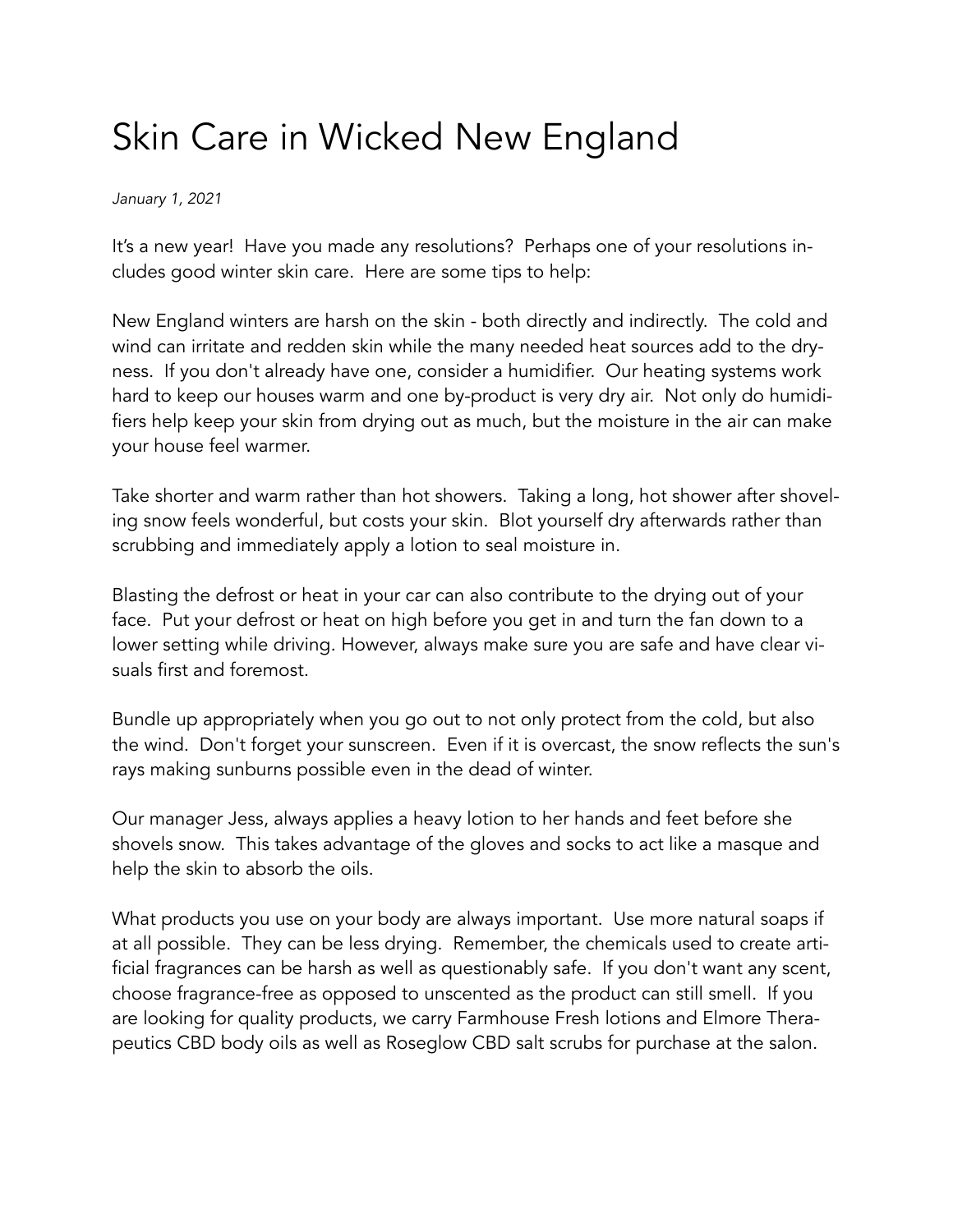# Skin Care in Wicked New England

*January 1, 2021*

It's a new year! Have you made any resolutions? Perhaps one of your resolutions includes good winter skin care. Here are some tips to help:

New England winters are harsh on the skin - both directly and indirectly. The cold and wind can irritate and redden skin while the many needed heat sources add to the dryness. If you don't already have one, consider a humidifier. Our heating systems work hard to keep our houses warm and one by-product is very dry air. Not only do humidifiers help keep your skin from drying out as much, but the moisture in the air can make your house feel warmer.

Take shorter and warm rather than hot showers. Taking a long, hot shower after shoveling snow feels wonderful, but costs your skin. Blot yourself dry afterwards rather than scrubbing and immediately apply a lotion to seal moisture in.

Blasting the defrost or heat in your car can also contribute to the drying out of your face. Put your defrost or heat on high before you get in and turn the fan down to a lower setting while driving. However, always make sure you are safe and have clear visuals first and foremost.

Bundle up appropriately when you go out to not only protect from the cold, but also the wind. Don't forget your sunscreen. Even if it is overcast, the snow reflects the sun's rays making sunburns possible even in the dead of winter.

Our manager Jess, always applies a heavy lotion to her hands and feet before she shovels snow. This takes advantage of the gloves and socks to act like a masque and help the skin to absorb the oils.

What products you use on your body are always important. Use more natural soaps if at all possible. They can be less drying. Remember, the chemicals used to create artificial fragrances can be harsh as well as questionably safe. If you don't want any scent, choose fragrance-free as opposed to unscented as the product can still smell. If you are looking for quality products, we carry Farmhouse Fresh lotions and Elmore Therapeutics CBD body oils as well as Roseglow CBD salt scrubs for purchase at the salon.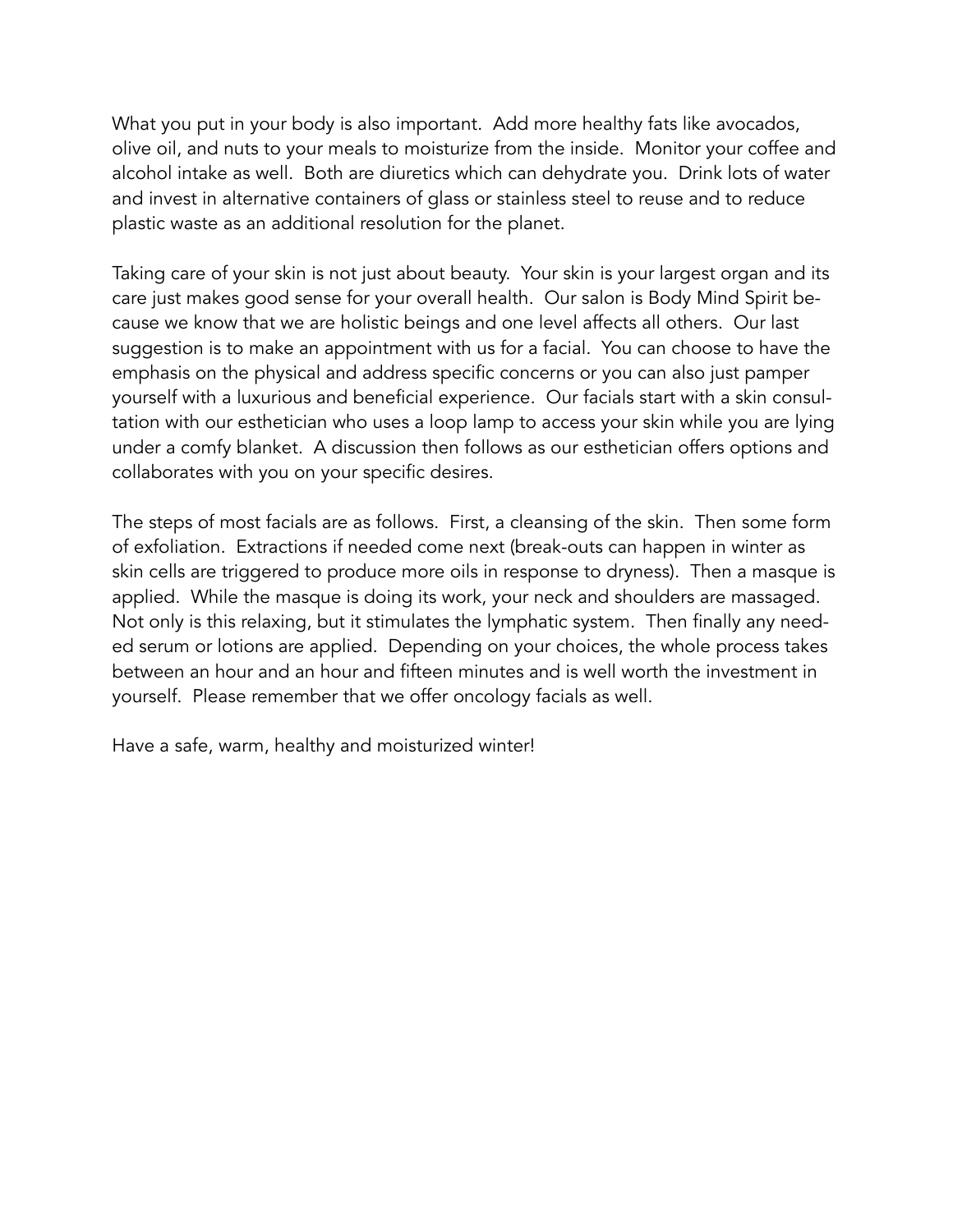What you put in your body is also important. Add more healthy fats like avocados, olive oil, and nuts to your meals to moisturize from the inside. Monitor your coffee and alcohol intake as well. Both are diuretics which can dehydrate you. Drink lots of water and invest in alternative containers of glass or stainless steel to reuse and to reduce plastic waste as an additional resolution for the planet.

Taking care of your skin is not just about beauty. Your skin is your largest organ and its care just makes good sense for your overall health. Our salon is Body Mind Spirit because we know that we are holistic beings and one level affects all others. Our last suggestion is to make an appointment with us for a facial. You can choose to have the emphasis on the physical and address specific concerns or you can also just pamper yourself with a luxurious and beneficial experience. Our facials start with a skin consultation with our esthetician who uses a loop lamp to access your skin while you are lying under a comfy blanket. A discussion then follows as our esthetician offers options and collaborates with you on your specific desires.

The steps of most facials are as follows. First, a cleansing of the skin. Then some form of exfoliation. Extractions if needed come next (break-outs can happen in winter as skin cells are triggered to produce more oils in response to dryness). Then a masque is applied. While the masque is doing its work, your neck and shoulders are massaged. Not only is this relaxing, but it stimulates the lymphatic system. Then finally any needed serum or lotions are applied. Depending on your choices, the whole process takes between an hour and an hour and fifteen minutes and is well worth the investment in yourself. Please remember that we offer oncology facials as well.

Have a safe, warm, healthy and moisturized winter!